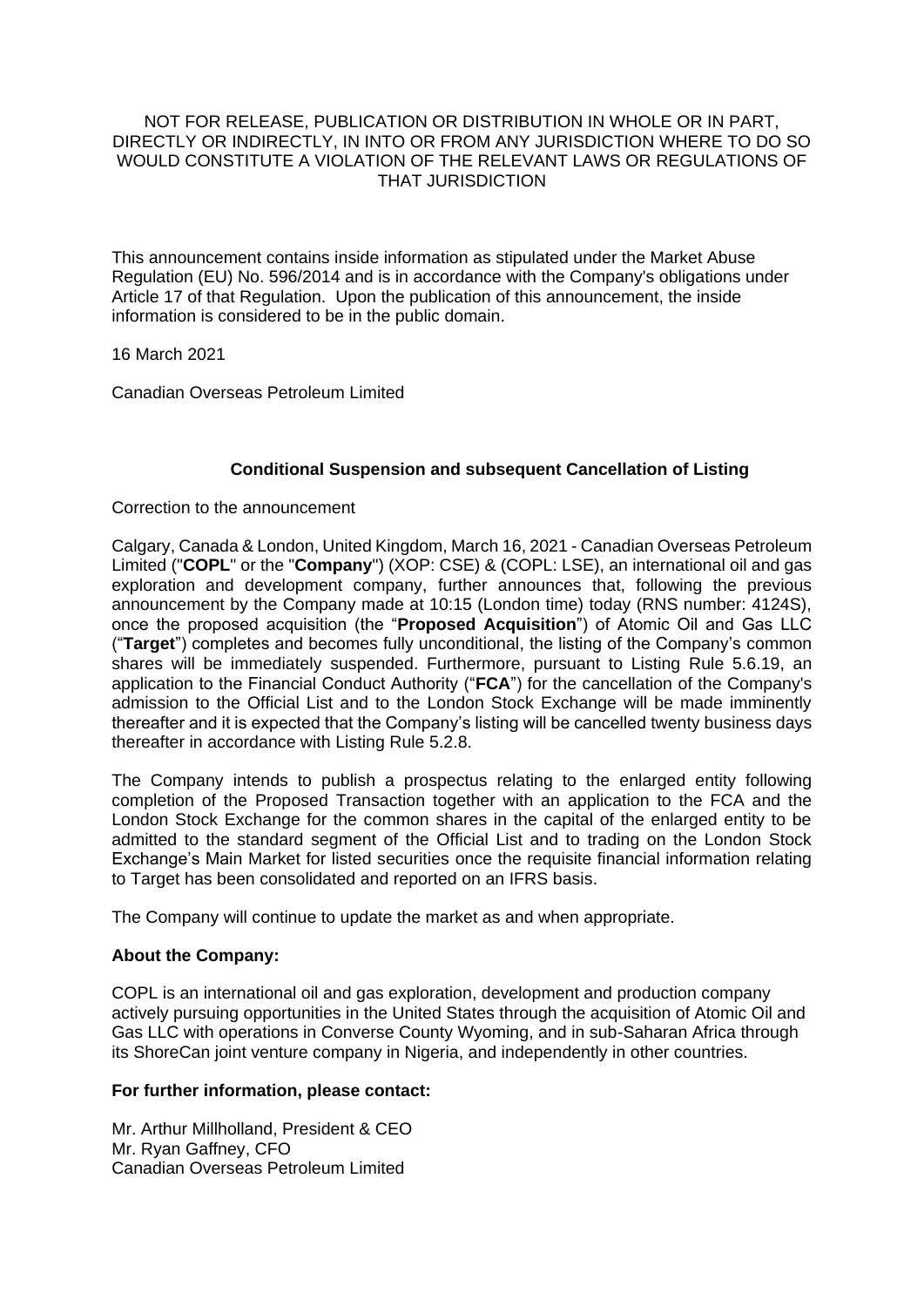NOT FOR RELEASE, PUBLICATION OR DISTRIBUTION IN WHOLE OR IN PART, DIRECTLY OR INDIRECTLY, IN INTO OR FROM ANY JURISDICTION WHERE TO DO SO WOULD CONSTITUTE A VIOLATION OF THE RELEVANT LAWS OR REGULATIONS OF THAT JURISDICTION

This announcement contains inside information as stipulated under the Market Abuse Regulation (EU) No. 596/2014 and is in accordance with the Company's obligations under Article 17 of that Regulation. Upon the publication of this announcement, the inside information is considered to be in the public domain.

16 March 2021

Canadian Overseas Petroleum Limited

**Conditional Suspension and subsequent Cancellation of Listing**

Correction to the announcement

Calgary, Canada & London, United Kingdom, March 16, 2021 - Canadian Overseas Petroleum Limited ("**COPL**" or the "**Company**") (XOP: CSE) & (COPL: LSE), an international oil and gas exploration and development company, further announces that, following the previous announcement by the Company made at 10:15 (London time) today (RNS number: 4124S), once the proposed acquisition (the "**Proposed Acquisition**") of Atomic Oil and Gas LLC ("**Target**") completes and becomes fully unconditional, the listing of the Company's common shares will be immediately suspended. Furthermore, pursuant to Listing Rule 5.6.19, an application to the Financial Conduct Authority ("**FCA**") for the cancellation of the Company's admission to the Official List and to the London Stock Exchange will be made imminently thereafter and it is expected that the Company's listing will be cancelled twenty business days thereafter in accordance with Listing Rule 5.2.8.

The Company intends to publish a prospectus relating to the enlarged entity following completion of the Proposed Transaction together with an application to the FCA and the London Stock Exchange for the common shares in the capital of the enlarged entity to be admitted to the standard segment of the Official List and to trading on the London Stock Exchange's Main Market for listed securities once the requisite financial information relating to Target has been consolidated and reported on an IFRS basis.

The Company will continue to update the market as and when appropriate.

**About the Company:**

COPL is an international oil and gas exploration, development and production company actively pursuing opportunities in the United States through the acquisition of Atomic Oil and Gas LLC with operations in Converse County Wyoming, and in sub-Saharan Africa through its ShoreCan joint venture company in Nigeria, and independently in other countries.

**For further information, please contact:**

Mr. Arthur Millholland, President & CEO
Mr. Ryan Gaffney, CFO
Canadian Overseas Petroleum Limited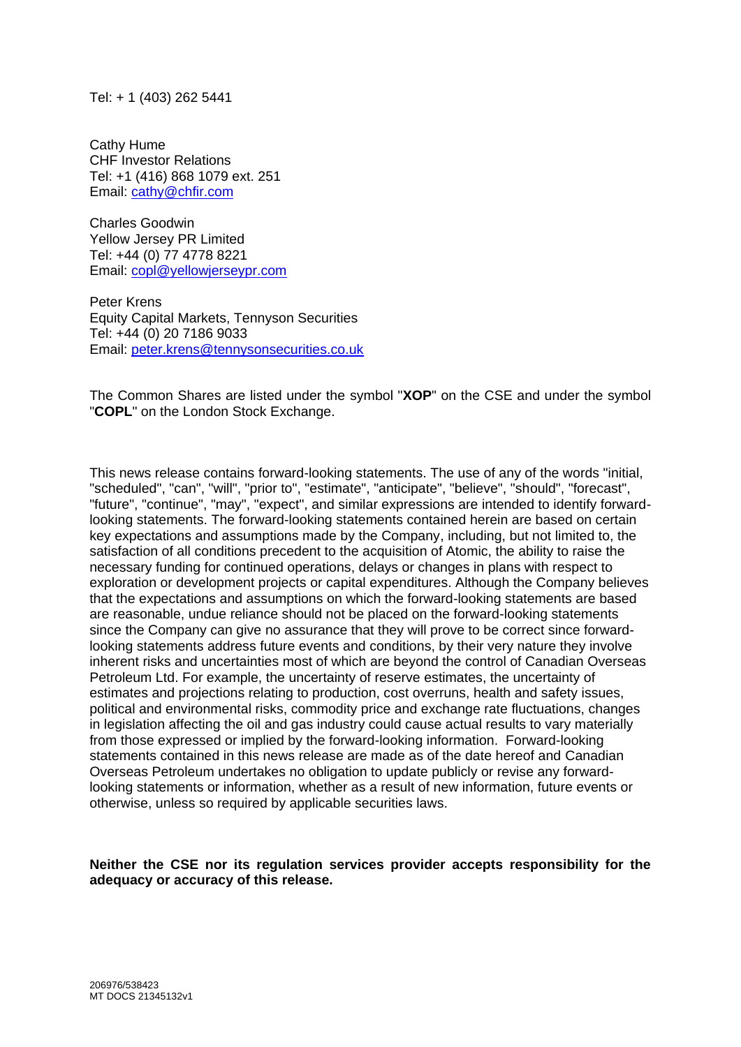Tel: + 1 (403) 262 5441

Cathy Hume
CHF Investor Relations
Tel: +1 (416) 868 1079 ext. 251
Email: cathy@chfir.com

Charles Goodwin
Yellow Jersey PR Limited
Tel: +44 (0) 77 4778 8221
Email: copl@yellowjerseypr.com

Peter Krens
Equity Capital Markets, Tennyson Securities
Tel: +44 (0) 20 7186 9033
Email: peter.krens@tennysonsecurities.co.uk

The Common Shares are listed under the symbol "**XOP**" on the CSE and under the symbol "**COPL**" on the London Stock Exchange.

This news release contains forward-looking statements. The use of any of the words "initial, "scheduled", "can", "will", "prior to", "estimate", "anticipate", "believe", "should", "forecast", "future", "continue", "may", "expect", and similar expressions are intended to identify forward-looking statements. The forward-looking statements contained herein are based on certain key expectations and assumptions made by the Company, including, but not limited to, the satisfaction of all conditions precedent to the acquisition of Atomic, the ability to raise the necessary funding for continued operations, delays or changes in plans with respect to exploration or development projects or capital expenditures. Although the Company believes that the expectations and assumptions on which the forward-looking statements are based are reasonable, undue reliance should not be placed on the forward-looking statements since the Company can give no assurance that they will prove to be correct since forward-looking statements address future events and conditions, by their very nature they involve inherent risks and uncertainties most of which are beyond the control of Canadian Overseas Petroleum Ltd. For example, the uncertainty of reserve estimates, the uncertainty of estimates and projections relating to production, cost overruns, health and safety issues, political and environmental risks, commodity price and exchange rate fluctuations, changes in legislation affecting the oil and gas industry could cause actual results to vary materially from those expressed or implied by the forward-looking information. Forward-looking statements contained in this news release are made as of the date hereof and Canadian Overseas Petroleum undertakes no obligation to update publicly or revise any forward-looking statements or information, whether as a result of new information, future events or otherwise, unless so required by applicable securities laws.

**Neither the CSE nor its regulation services provider accepts responsibility for the adequacy or accuracy of this release.**

206976/538423
MT DOCS 21345132v1